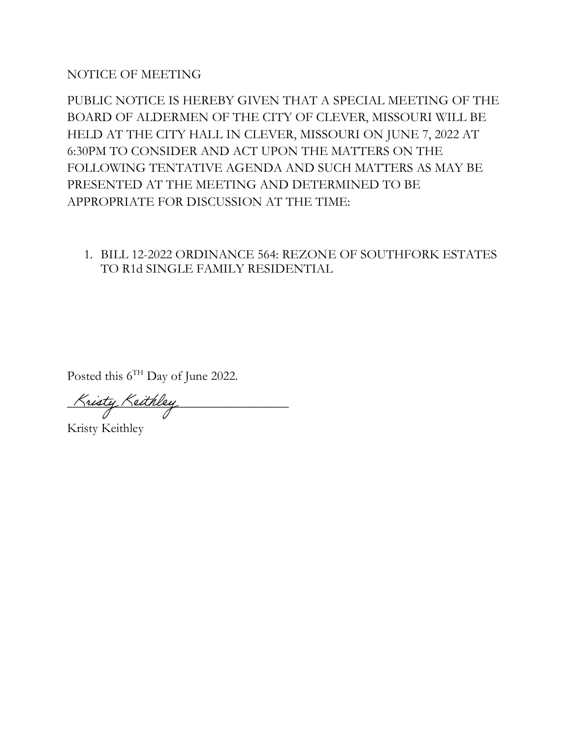NOTICE OF MEETING

PUBLIC NOTICE IS HEREBY GIVEN THAT A SPECIAL MEETING OF THE BOARD OF ALDERMEN OF THE CITY OF CLEVER, MISSOURI WILL BE HELD AT THE CITY HALL IN CLEVER, MISSOURI ON JUNE 7, 2022 AT 6:30PM TO CONSIDER AND ACT UPON THE MATTERS ON THE FOLLOWING TENTATIVE AGENDA AND SUCH MATTERS AS MAY BE PRESENTED AT THE MEETING AND DETERMINED TO BE APPROPRIATE FOR DISCUSSION AT THE TIME:

1. BILL 12-2022 ORDINANCE 564: REZONE OF SOUTHFORK ESTATES TO R1d SINGLE FAMILY RESIDENTIAL

Posted this 6[TH] Day of June 2022.

*Kristy Keithley*

Kristy Keithley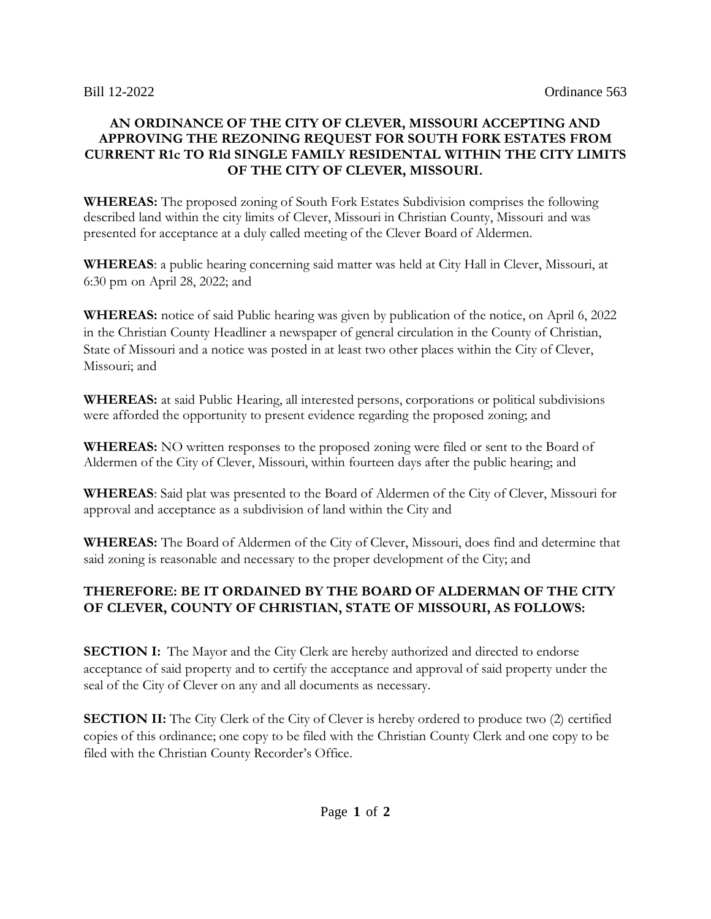Bill 12-2022 Ordinance 563

**AN ORDINANCE OF THE CITY OF CLEVER, MISSOURI ACCEPTING AND APPROVING THE REZONING REQUEST FOR SOUTH FORK ESTATES FROM CURRENT R1c TO R1d SINGLE FAMILY RESIDENTAL WITHIN THE CITY LIMITS OF THE CITY OF CLEVER, MISSOURI.**

**WHEREAS:** The proposed zoning of South Fork Estates Subdivision comprises the following described land within the city limits of Clever, Missouri in Christian County, Missouri and was presented for acceptance at a duly called meeting of the Clever Board of Aldermen.

**WHEREAS**: a public hearing concerning said matter was held at City Hall in Clever, Missouri, at 6:30 pm on April 28, 2022; and

**WHEREAS:** notice of said Public hearing was given by publication of the notice, on April 6, 2022 in the Christian County Headliner a newspaper of general circulation in the County of Christian, State of Missouri and a notice was posted in at least two other places within the City of Clever, Missouri; and

**WHEREAS:** at said Public Hearing, all interested persons, corporations or political subdivisions were afforded the opportunity to present evidence regarding the proposed zoning; and

**WHEREAS:** NO written responses to the proposed zoning were filed or sent to the Board of Aldermen of the City of Clever, Missouri, within fourteen days after the public hearing; and

**WHEREAS**: Said plat was presented to the Board of Aldermen of the City of Clever, Missouri for approval and acceptance as a subdivision of land within the City and

**WHEREAS:** The Board of Aldermen of the City of Clever, Missouri, does find and determine that said zoning is reasonable and necessary to the proper development of the City; and

**THEREFORE: BE IT ORDAINED BY THE BOARD OF ALDERMAN OF THE CITY OF CLEVER, COUNTY OF CHRISTIAN, STATE OF MISSOURI, AS FOLLOWS:**

**SECTION I:** The Mayor and the City Clerk are hereby authorized and directed to endorse acceptance of said property and to certify the acceptance and approval of said property under the seal of the City of Clever on any and all documents as necessary.

**SECTION II:** The City Clerk of the City of Clever is hereby ordered to produce two (2) certified copies of this ordinance; one copy to be filed with the Christian County Clerk and one copy to be filed with the Christian County Recorder's Office.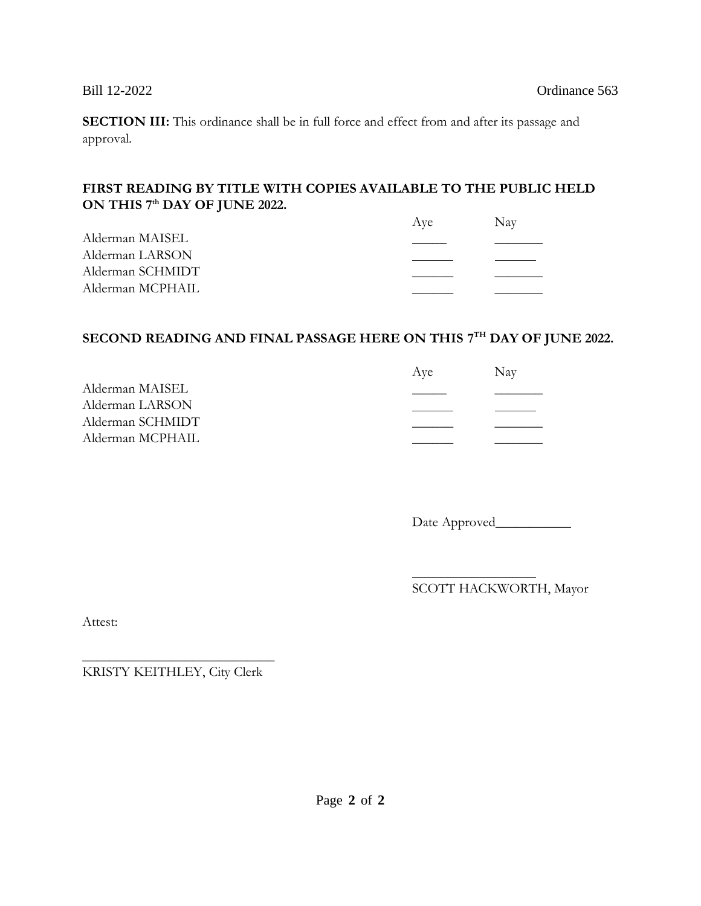Bill 12-2022 Ordinance 563

**SECTION III:** This ordinance shall be in full force and effect from and after its passage and approval.

**FIRST READING BY TITLE WITH COPIES AVAILABLE TO THE PUBLIC HELD ON THIS 7th DAY OF JUNE 2022.**

| | Aye | Nay |
|---|---|---|
| Alderman MAISEL | _____ | _______ |
| Alderman LARSON | ______ | ______ |
| Alderman SCHMIDT | ______ | _______ |
| Alderman MCPHAIL | ______ | _______ |

**SECOND READING AND FINAL PASSAGE HERE ON THIS 7TH DAY OF JUNE 2022.**

| | Aye | Nay |
|---|---|---|
| Alderman MAISEL | _____ | _______ |
| Alderman LARSON | ______ | ______ |
| Alderman SCHMIDT | ______ | _______ |
| Alderman MCPHAIL | ______ | _______ |

Date Approved___________

__________________
SCOTT HACKWORTH, Mayor

Attest:

____________________________
KRISTY KEITHLEY, City Clerk